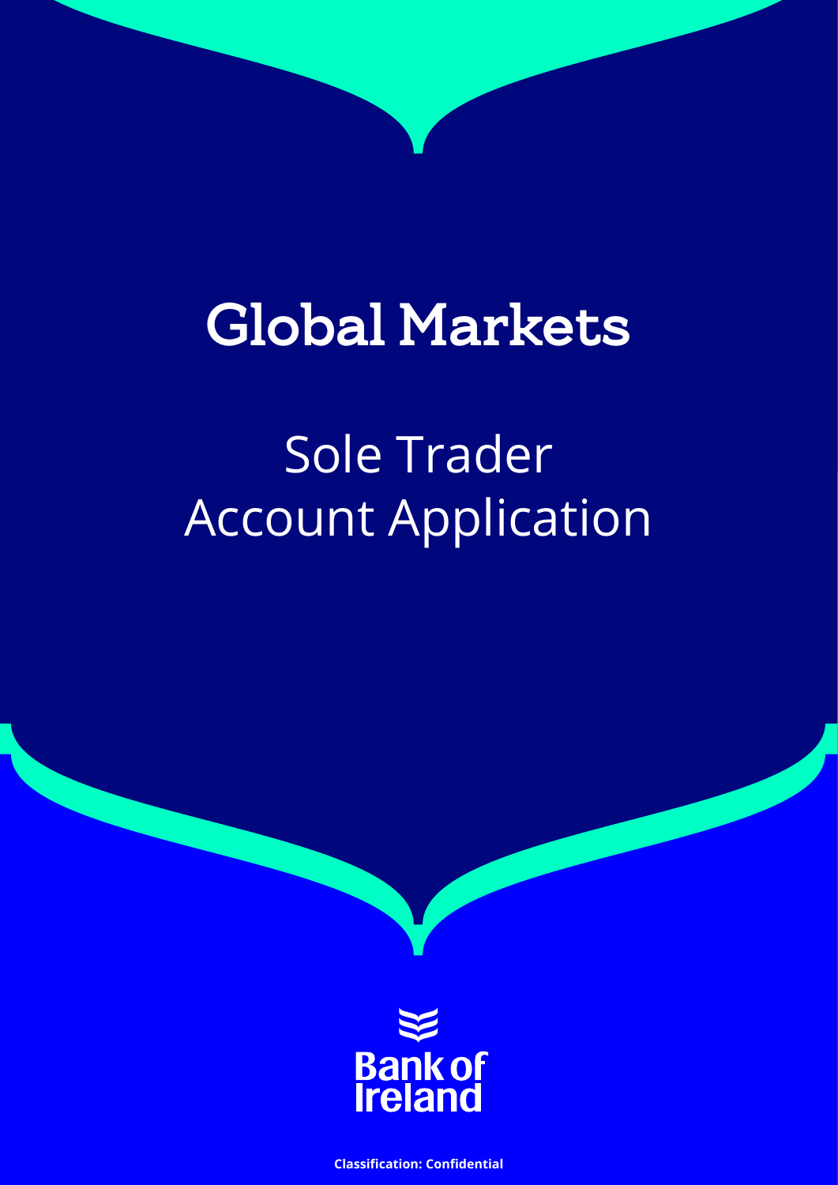# Global Markets

## Sole Trader Account Application

Bank of Ireland

**Classification: Confidential**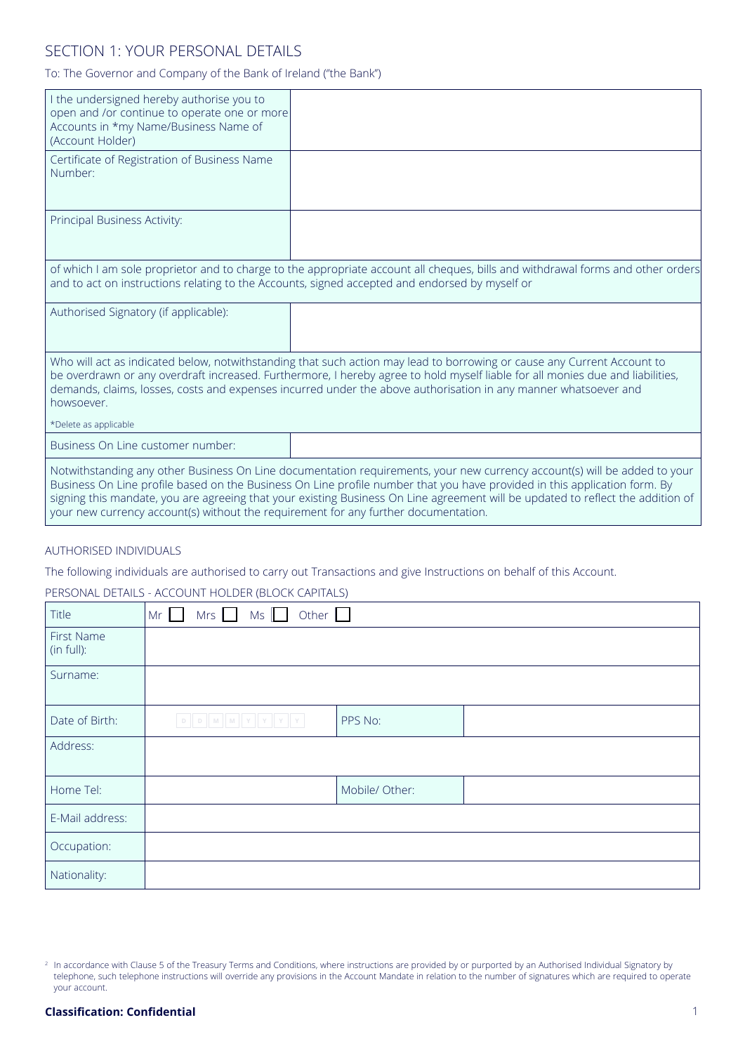## SECTION 1: YOUR PERSONAL DETAILS

To: The Governor and Company of the Bank of Ireland ("the Bank")

| | |
|---|---|
| I the undersigned hereby authorise you to open and /or continue to operate one or more Accounts in *my Name/Business Name of (Account Holder) | |
| Certificate of Registration of Business Name Number: | |
| Principal Business Activity: | |
| of which I am sole proprietor and to charge to the appropriate account all cheques, bills and withdrawal forms and other orders and to act on instructions relating to the Accounts, signed accepted and endorsed by myself or | |
| Authorised Signatory (if applicable): | |
| Who will act as indicated below, notwithstanding that such action may lead to borrowing or cause any Current Account to be overdrawn or any overdraft increased. Furthermore, I hereby agree to hold myself liable for all monies due and liabilities, demands, claims, losses, costs and expenses incurred under the above authorisation in any manner whatsoever and howsoever.<br>*Delete as applicable | |
| Business On Line customer number: | |
| Notwithstanding any other Business On Line documentation requirements, your new currency account(s) will be added to your Business On Line profile based on the Business On Line profile number that you have provided in this application form. By signing this mandate, you are agreeing that your existing Business On Line agreement will be updated to reflect the addition of your new currency account(s) without the requirement for any further documentation. | |

AUTHORISED INDIVIDUALS

The following individuals are authorised to carry out Transactions and give Instructions on behalf of this Account.

PERSONAL DETAILS - ACCOUNT HOLDER (BLOCK CAPITALS)

| | | | |
|---|---|---|---|
| Title | Mr ☐ Mrs ☐ Ms ☐ Other ☐ | | |
| First Name (in full): | | | |
| Surname: | | | |
| Date of Birth: | D D M M Y Y Y Y | PPS No: | |
| Address: | | | |
| Home Tel: | | Mobile/ Other: | |
| E-Mail address: | | | |
| Occupation: | | | |
| Nationality: | | | |

[2] In accordance with Clause 5 of the Treasury Terms and Conditions, where instructions are provided by or purported by an Authorised Individual Signatory by telephone, such telephone instructions will override any provisions in the Account Mandate in relation to the number of signatures which are required to operate your account.

**Classification: Confidential**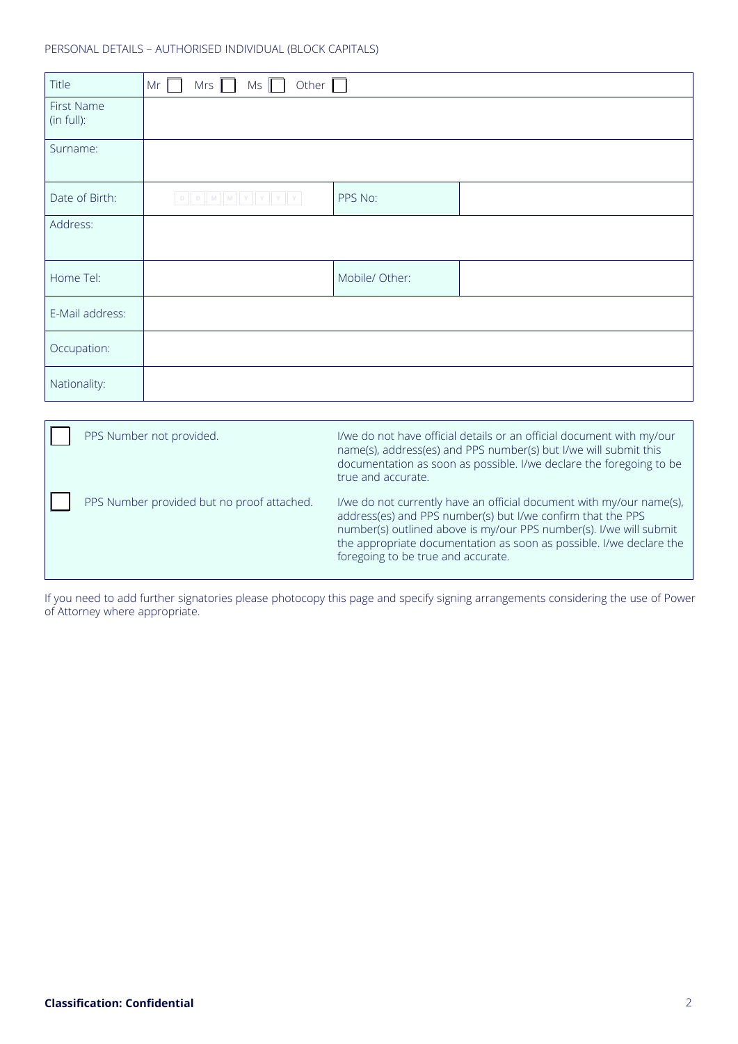PERSONAL DETAILS – AUTHORISED INDIVIDUAL (BLOCK CAPITALS)

| Title | Mr ☐ Mrs ☐ Ms ☐ Other ☐ | | |
|---|---|---|---|
| First Name (in full): | | | |
| Surname: | | | |
| Date of Birth: | D D M M Y Y Y Y | PPS No: | |
| Address: | | | |
| Home Tel: | | Mobile/ Other: | |
| E-Mail address: | | | |
| Occupation: | | | |
| Nationality: | | | |

| | | |
|---|---|---|
| ☐ | PPS Number not provided. | I/we do not have official details or an official document with my/our name(s), address(es) and PPS number(s) but I/we will submit this documentation as soon as possible. I/we declare the foregoing to be true and accurate. |
| ☐ | PPS Number provided but no proof attached. | I/we do not currently have an official document with my/our name(s), address(es) and PPS number(s) but I/we confirm that the PPS number(s) outlined above is my/our PPS number(s). I/we will submit the appropriate documentation as soon as possible. I/we declare the foregoing to be true and accurate. |

If you need to add further signatories please photocopy this page and specify signing arrangements considering the use of Power of Attorney where appropriate.

**Classification: Confidential**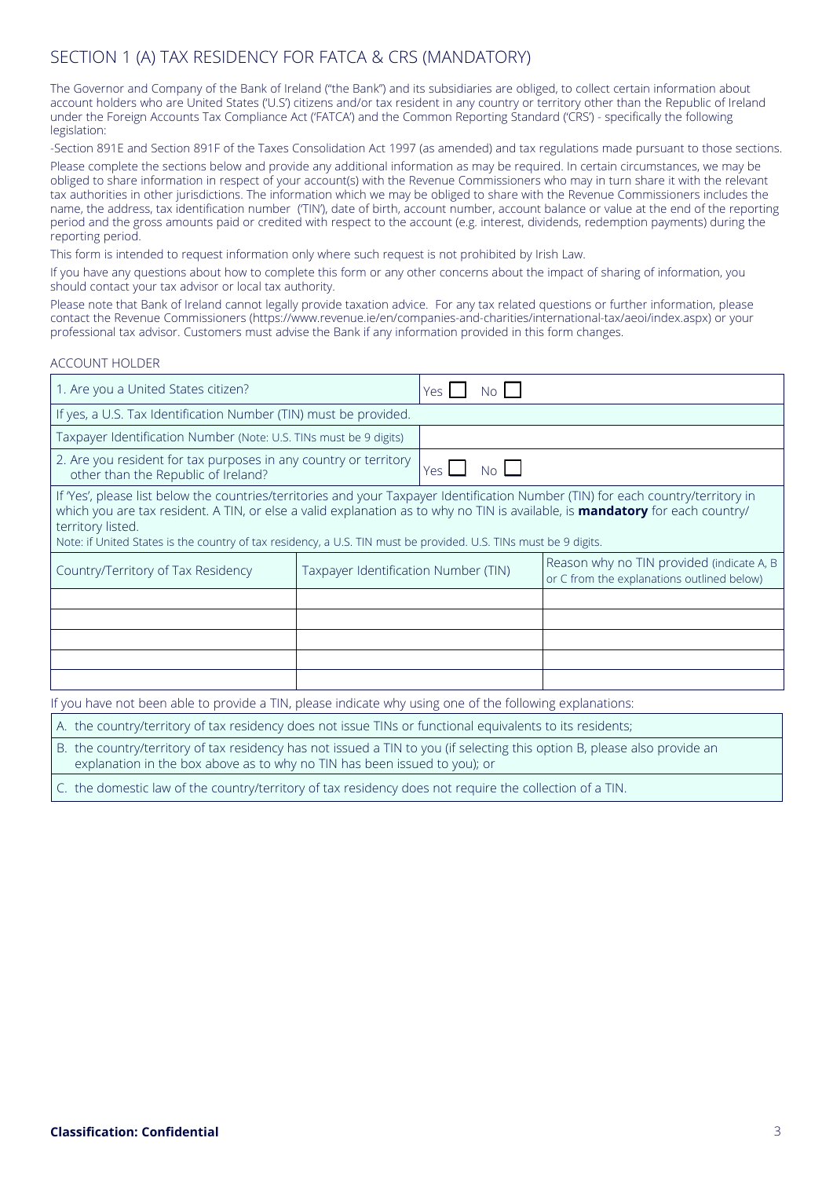## SECTION 1 (A) TAX RESIDENCY FOR FATCA & CRS (MANDATORY)

The Governor and Company of the Bank of Ireland ("the Bank") and its subsidiaries are obliged, to collect certain information about account holders who are United States ('U.S') citizens and/or tax resident in any country or territory other than the Republic of Ireland under the Foreign Accounts Tax Compliance Act ('FATCA') and the Common Reporting Standard ('CRS') - specifically the following legislation:

-Section 891E and Section 891F of the Taxes Consolidation Act 1997 (as amended) and tax regulations made pursuant to those sections.

Please complete the sections below and provide any additional information as may be required. In certain circumstances, we may be obliged to share information in respect of your account(s) with the Revenue Commissioners who may in turn share it with the relevant tax authorities in other jurisdictions. The information which we may be obliged to share with the Revenue Commissioners includes the name, the address, tax identification number ('TIN'), date of birth, account number, account balance or value at the end of the reporting period and the gross amounts paid or credited with respect to the account (e.g. interest, dividends, redemption payments) during the reporting period.

This form is intended to request information only where such request is not prohibited by Irish Law.

If you have any questions about how to complete this form or any other concerns about the impact of sharing of information, you should contact your tax advisor or local tax authority.

Please note that Bank of Ireland cannot legally provide taxation advice. For any tax related questions or further information, please contact the Revenue Commissioners (https://www.revenue.ie/en/companies-and-charities/international-tax/aeoi/index.aspx) or your professional tax advisor. Customers must advise the Bank if any information provided in this form changes.

ACCOUNT HOLDER

| 1. Are you a United States citizen? | Yes ☐ No ☐ |
|---|---|
| If yes, a U.S. Tax Identification Number (TIN) must be provided. | |
| Taxpayer Identification Number (Note: U.S. TINs must be 9 digits) | |
| 2. Are you resident for tax purposes in any country or territory other than the Republic of Ireland? | Yes ☐ No ☐ |

If 'Yes', please list below the countries/territories and your Taxpayer Identification Number (TIN) for each country/territory in which you are tax resident. A TIN, or else a valid explanation as to why no TIN is available, is **mandatory** for each country/territory listed.
Note: if United States is the country of tax residency, a U.S. TIN must be provided. U.S. TINs must be 9 digits.

| Country/Territory of Tax Residency | Taxpayer Identification Number (TIN) | Reason why no TIN provided (indicate A, B or C from the explanations outlined below) |
|---|---|---|
| | | |
| | | |
| | | |
| | | |
| | | |

If you have not been able to provide a TIN, please indicate why using one of the following explanations:

A. the country/territory of tax residency does not issue TINs or functional equivalents to its residents;

B. the country/territory of tax residency has not issued a TIN to you (if selecting this option B, please also provide an explanation in the box above as to why no TIN has been issued to you); or

C. the domestic law of the country/territory of tax residency does not require the collection of a TIN.

**Classification: Confidential**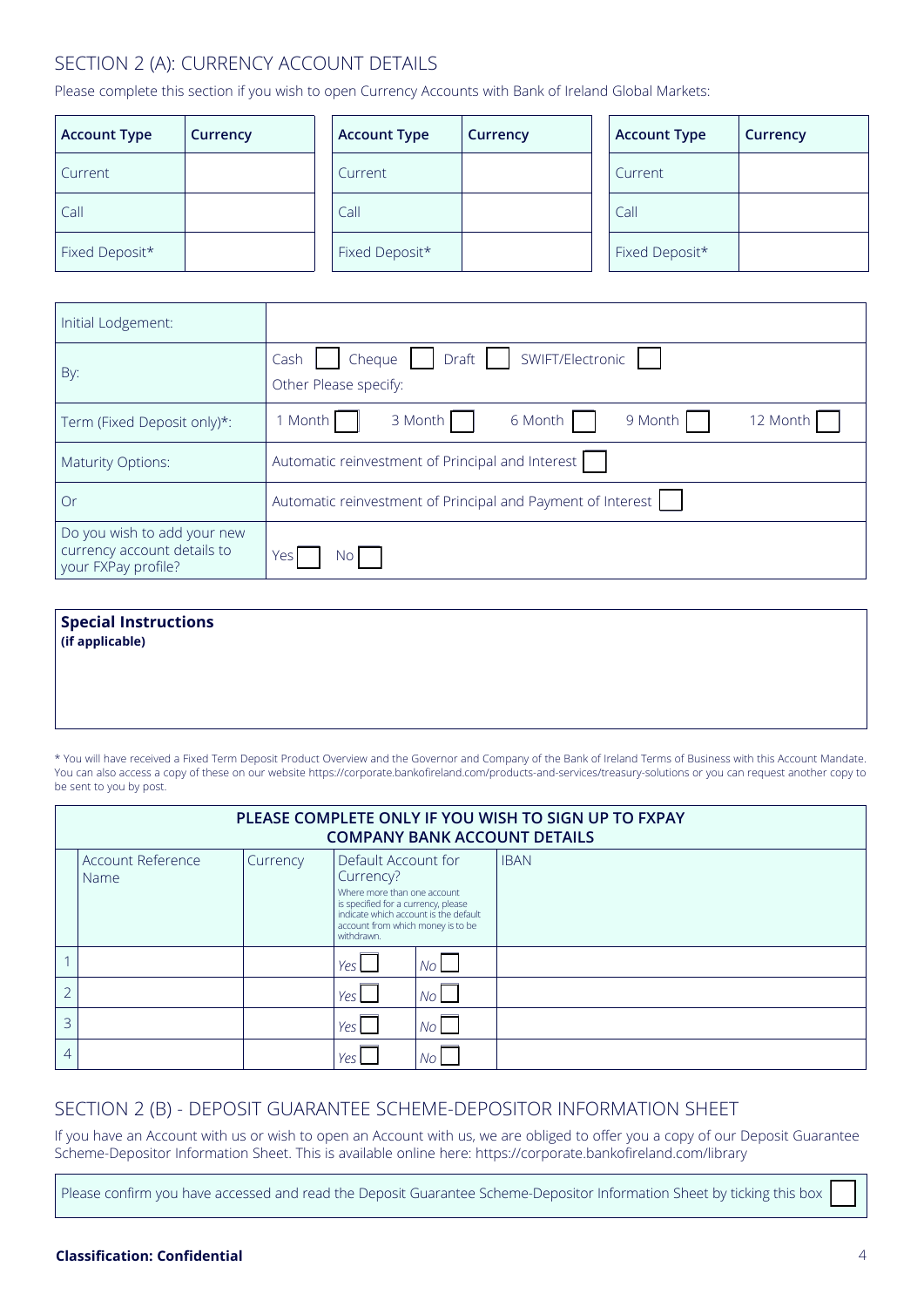## SECTION 2 (A): CURRENCY ACCOUNT DETAILS

Please complete this section if you wish to open Currency Accounts with Bank of Ireland Global Markets:

| Account Type | Currency |
|---|---|
| Current | |
| Call | |
| Fixed Deposit* | |

| Account Type | Currency |
|---|---|
| Current | |
| Call | |
| Fixed Deposit* | |

| Account Type | Currency |
|---|---|
| Current | |
| Call | |
| Fixed Deposit* | |

| | |
|---|---|
| Initial Lodgement: | |
| By: | Cash ☐ Cheque ☐ Draft ☐ SWIFT/Electronic ☐<br>Other Please specify: |
| Term (Fixed Deposit only)*: | 1 Month ☐ 3 Month ☐ 6 Month ☐ 9 Month ☐ 12 Month ☐ |
| Maturity Options: | Automatic reinvestment of Principal and Interest ☐ |
| Or | Automatic reinvestment of Principal and Payment of Interest ☐ |
| Do you wish to add your new currency account details to your FXPay profile? | Yes ☐ No ☐ |

**Special Instructions**
**(if applicable)**

* You will have received a Fixed Term Deposit Product Overview and the Governor and Company of the Bank of Ireland Terms of Business with this Account Mandate. You can also access a copy of these on our website https://corporate.bankofireland.com/products-and-services/treasury-solutions or you can request another copy to be sent to you by post.

**PLEASE COMPLETE ONLY IF YOU WISH TO SIGN UP TO FXPAY COMPANY BANK ACCOUNT DETAILS**

| | Account Reference Name | Currency | Default Account for Currency? Where more than one account is specified for a currency, please indicate which account is the default account from which money is to be withdrawn. | | IBAN |
|---|---|---|---|---|---|
| 1 | | | *Yes* ☐ | *No* ☐ | |
| 2 | | | *Yes* ☐ | *No* ☐ | |
| 3 | | | *Yes* ☐ | *No* ☐ | |
| 4 | | | *Yes* ☐ | *No* ☐ | |

## SECTION 2 (B) - DEPOSIT GUARANTEE SCHEME-DEPOSITOR INFORMATION SHEET

If you have an Account with us or wish to open an Account with us, we are obliged to offer you a copy of our Deposit Guarantee Scheme-Depositor Information Sheet. This is available online here: https://corporate.bankofireland.com/library

Please confirm you have accessed and read the Deposit Guarantee Scheme-Depositor Information Sheet by ticking this box ☐

**Classification: Confidential**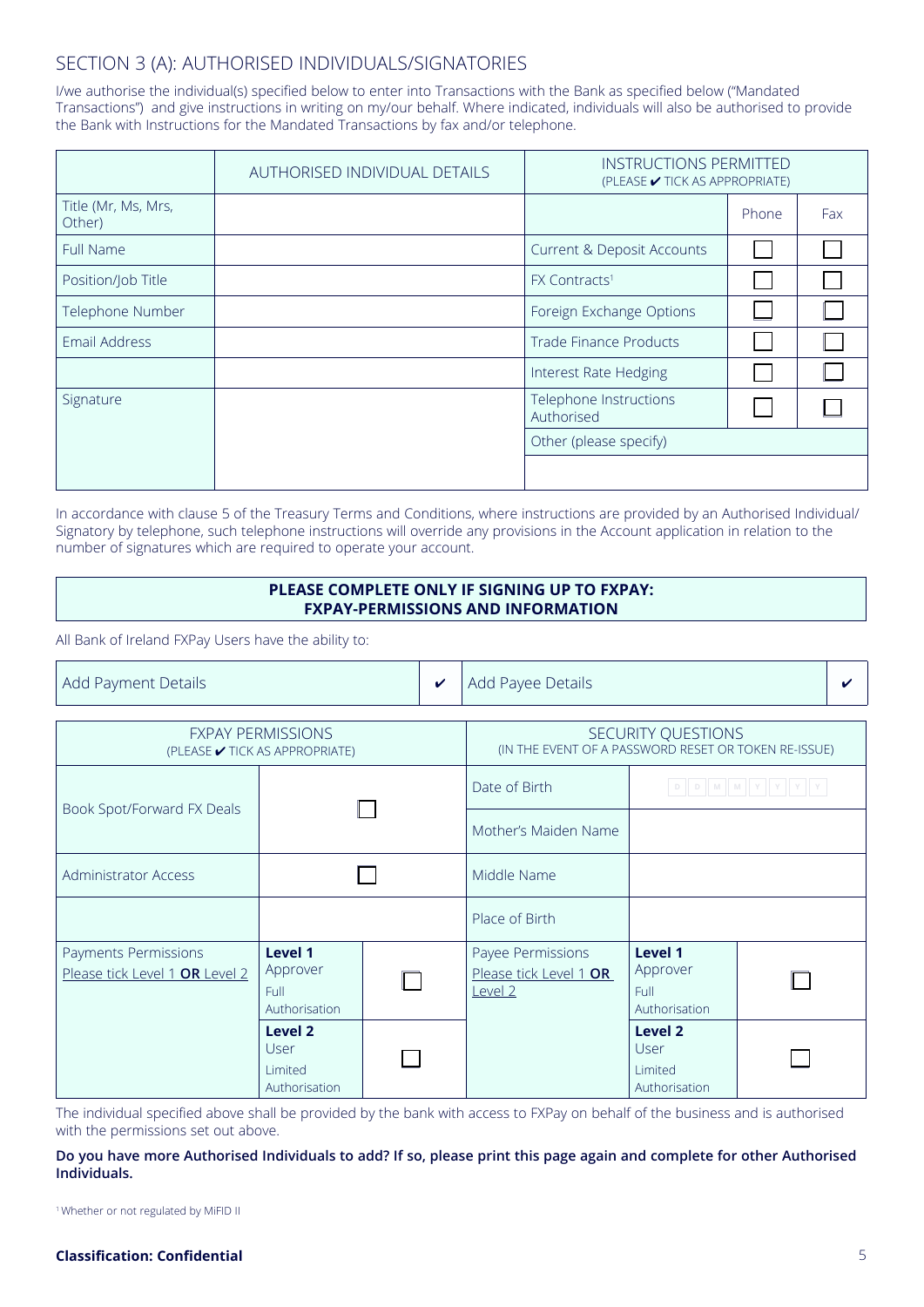## SECTION 3 (A): AUTHORISED INDIVIDUALS/SIGNATORIES

I/we authorise the individual(s) specified below to enter into Transactions with the Bank as specified below ("Mandated Transactions") and give instructions in writing on my/our behalf. Where indicated, individuals will also be authorised to provide the Bank with Instructions for the Mandated Transactions by fax and/or telephone.

| | AUTHORISED INDIVIDUAL DETAILS | INSTRUCTIONS PERMITTED (PLEASE ✔ TICK AS APPROPRIATE) | | |
|---|---|---|---|---|
| Title (Mr, Ms, Mrs, Other) | | | Phone | Fax |
| Full Name | | Current & Deposit Accounts | ☐ | ☐ |
| Position/Job Title | | FX Contracts[1] | ☐ | ☐ |
| Telephone Number | | Foreign Exchange Options | ☐ | ☐ |
| Email Address | | Trade Finance Products | ☐ | ☐ |
| | | Interest Rate Hedging | ☐ | ☐ |
| Signature | | Telephone Instructions Authorised | ☐ | ☐ |
| | | Other (please specify) | | |
| | | | | |

In accordance with clause 5 of the Treasury Terms and Conditions, where instructions are provided by an Authorised Individual/ Signatory by telephone, such telephone instructions will override any provisions in the Account application in relation to the number of signatures which are required to operate your account.

**PLEASE COMPLETE ONLY IF SIGNING UP TO FXPAY: FXPAY-PERMISSIONS AND INFORMATION**

All Bank of Ireland FXPay Users have the ability to:

| Add Payment Details | ✔ | Add Payee Details | ✔ |
|---|---|---|---|

| FXPAY PERMISSIONS (PLEASE ✔ TICK AS APPROPRIATE) | | | SECURITY QUESTIONS (IN THE EVENT OF A PASSWORD RESET OR TOKEN RE-ISSUE) | | |
|---|---|---|---|---|---|
| Book Spot/Forward FX Deals | ☐ | | Date of Birth | D D M M Y Y Y Y | |
| | | | Mother's Maiden Name | | |
| Administrator Access | ☐ | | Middle Name | | |
| | | | Place of Birth | | |
| Payments Permissions Please tick Level 1 **OR** Level 2 | **Level 1** Approver Full Authorisation | ☐ | Payee Permissions Please tick Level 1 **OR** Level 2 | **Level 1** Approver Full Authorisation | ☐ |
| | **Level 2** User Limited Authorisation | ☐ | | **Level 2** User Limited Authorisation | ☐ |

The individual specified above shall be provided by the bank with access to FXPay on behalf of the business and is authorised with the permissions set out above.

**Do you have more Authorised Individuals to add? If so, please print this page again and complete for other Authorised Individuals.**

[1] Whether or not regulated by MiFID II

**Classification: Confidential**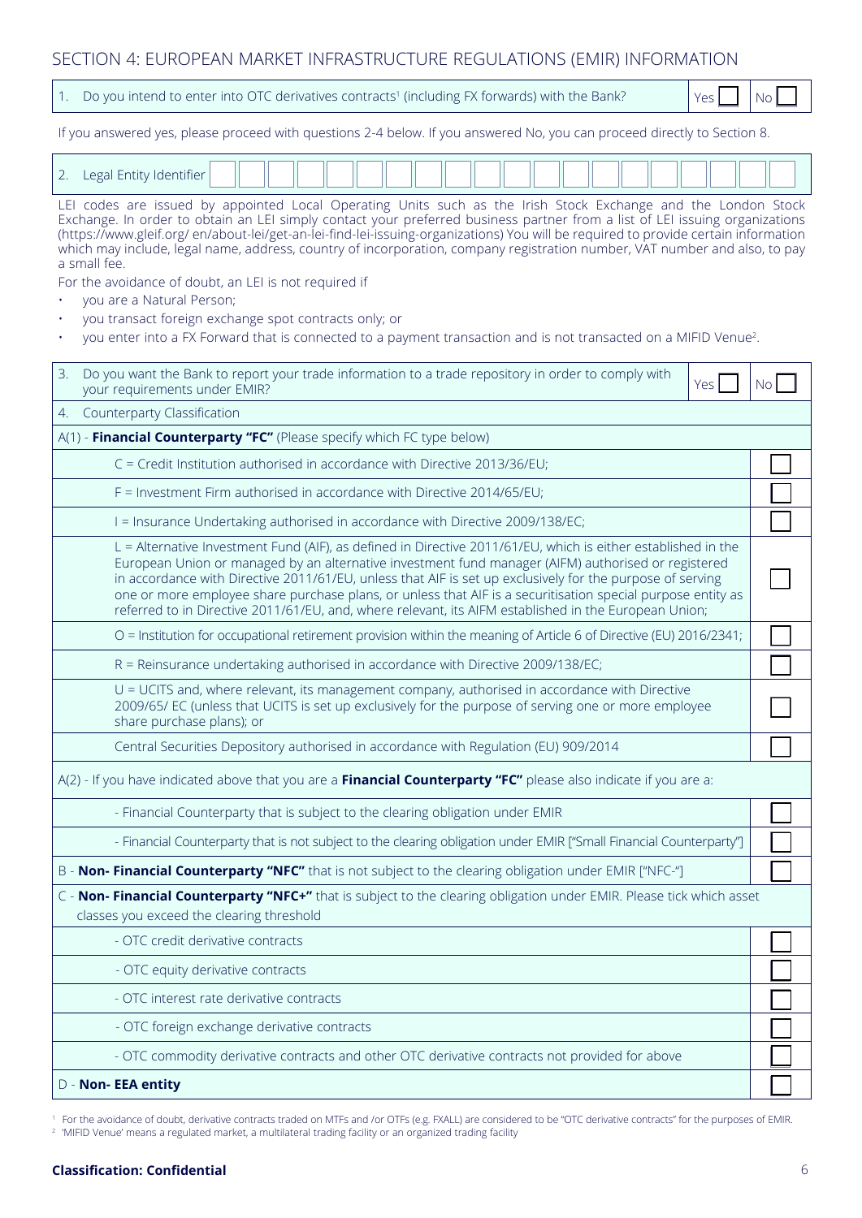## SECTION 4: EUROPEAN MARKET INFRASTRUCTURE REGULATIONS (EMIR) INFORMATION

| 1. Do you intend to enter into OTC derivatives contracts[1] (including FX forwards) with the Bank? | Yes ☐ | No ☐ |
|---|---|---|

If you answered yes, please proceed with questions 2-4 below. If you answered No, you can proceed directly to Section 8.

| 2. Legal Entity Identifier | | | | | | | | | | | | | | | | | | | | |
|---|---|---|---|---|---|---|---|---|---|---|---|---|---|---|---|---|---|---|---|---|

LEI codes are issued by appointed Local Operating Units such as the Irish Stock Exchange and the London Stock Exchange. In order to obtain an LEI simply contact your preferred business partner from a list of LEI issuing organizations (https://www.gleif.org/ en/about-lei/get-an-lei-find-lei-issuing-organizations) You will be required to provide certain information which may include, legal name, address, country of incorporation, company registration number, VAT number and also, to pay a small fee.

For the avoidance of doubt, an LEI is not required if

- you are a Natural Person;
- you transact foreign exchange spot contracts only; or
- you enter into a FX Forward that is connected to a payment transaction and is not transacted on a MIFID Venue[2].

| 3. Do you want the Bank to report your trade information to a trade repository in order to comply with your requirements under EMIR? | Yes ☐ | No ☐ |
|---|---|---|

| 4. Counterparty Classification | |
|---|---|
| A(1) - **Financial Counterparty "FC"** (Please specify which FC type below) | |
| C = Credit Institution authorised in accordance with Directive 2013/36/EU; | ☐ |
| F = Investment Firm authorised in accordance with Directive 2014/65/EU; | ☐ |
| I = Insurance Undertaking authorised in accordance with Directive 2009/138/EC; | ☐ |
| L = Alternative Investment Fund (AIF), as defined in Directive 2011/61/EU, which is either established in the European Union or managed by an alternative investment fund manager (AIFM) authorised or registered in accordance with Directive 2011/61/EU, unless that AIF is set up exclusively for the purpose of serving one or more employee share purchase plans, or unless that AIF is a securitisation special purpose entity as referred to in Directive 2011/61/EU, and, where relevant, its AIFM established in the European Union; | ☐ |
| O = Institution for occupational retirement provision within the meaning of Article 6 of Directive (EU) 2016/2341; | ☐ |
| R = Reinsurance undertaking authorised in accordance with Directive 2009/138/EC; | ☐ |
| U = UCITS and, where relevant, its management company, authorised in accordance with Directive 2009/65/ EC (unless that UCITS is set up exclusively for the purpose of serving one or more employee share purchase plans); or | ☐ |
| Central Securities Depository authorised in accordance with Regulation (EU) 909/2014 | ☐ |
| A(2) - If you have indicated above that you are a **Financial Counterparty "FC"** please also indicate if you are a: | |
| - Financial Counterparty that is subject to the clearing obligation under EMIR | ☐ |
| - Financial Counterparty that is not subject to the clearing obligation under EMIR ["Small Financial Counterparty"] | ☐ |
| B - **Non- Financial Counterparty "NFC"** that is not subject to the clearing obligation under EMIR ["NFC-"] | ☐ |
| C - **Non- Financial Counterparty "NFC+"** that is subject to the clearing obligation under EMIR. Please tick which asset classes you exceed the clearing threshold | |
| - OTC credit derivative contracts | ☐ |
| - OTC equity derivative contracts | ☐ |
| - OTC interest rate derivative contracts | ☐ |
| - OTC foreign exchange derivative contracts | ☐ |
| - OTC commodity derivative contracts and other OTC derivative contracts not provided for above | ☐ |
| D - **Non- EEA entity** | ☐ |

[1] For the avoidance of doubt, derivative contracts traded on MTFs and /or OTFs (e.g. FXALL) are considered to be "OTC derivative contracts" for the purposes of EMIR.
[2] 'MIFID Venue' means a regulated market, a multilateral trading facility or an organized trading facility

**Classification: Confidential**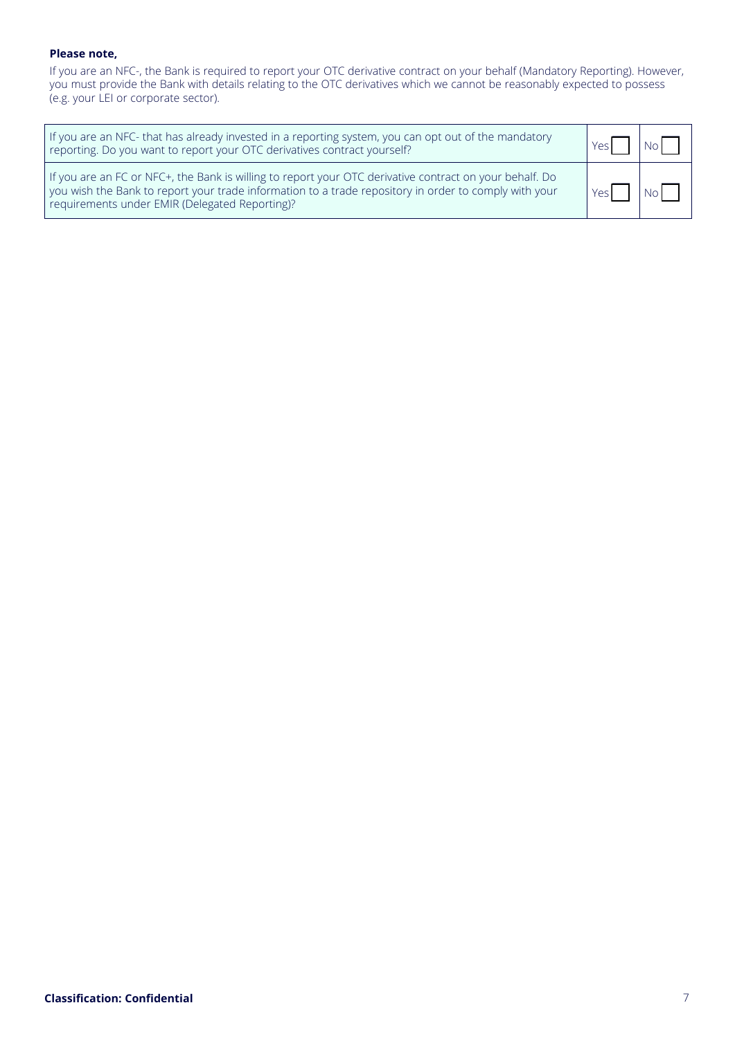**Please note,**

If you are an NFC-, the Bank is required to report your OTC derivative contract on your behalf (Mandatory Reporting). However, you must provide the Bank with details relating to the OTC derivatives which we cannot be reasonably expected to possess (e.g. your LEI or corporate sector).

| | | |
|---|---|---|
| If you are an NFC- that has already invested in a reporting system, you can opt out of the mandatory reporting. Do you want to report your OTC derivatives contract yourself? | Yes ☐ | No ☐ |
| If you are an FC or NFC+, the Bank is willing to report your OTC derivative contract on your behalf. Do you wish the Bank to report your trade information to a trade repository in order to comply with your requirements under EMIR (Delegated Reporting)? | Yes ☐ | No ☐ |

**Classification: Confidential**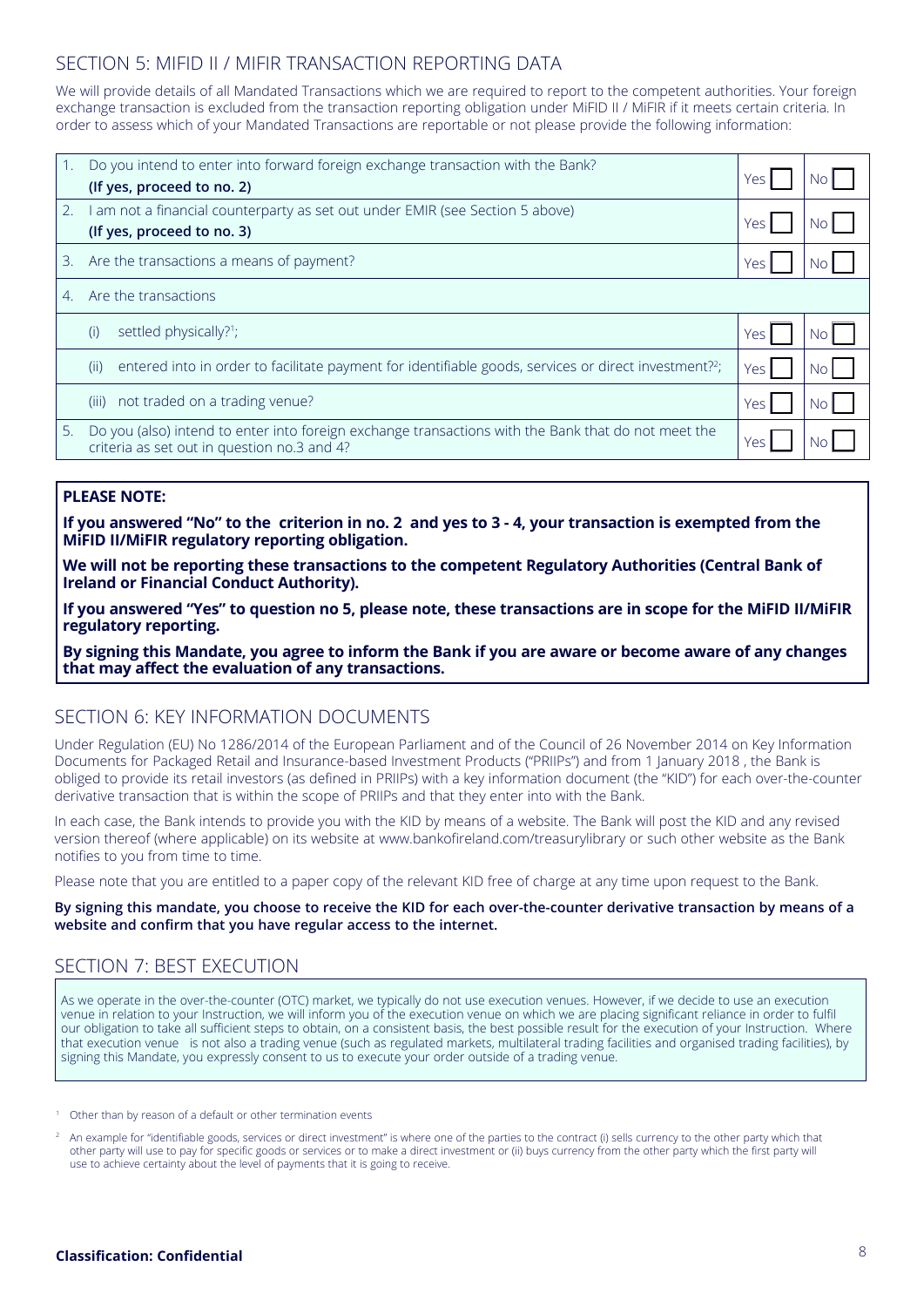## SECTION 5: MIFID II / MIFIR TRANSACTION REPORTING DATA

We will provide details of all Mandated Transactions which we are required to report to the competent authorities. Your foreign exchange transaction is excluded from the transaction reporting obligation under MiFID II / MiFIR if it meets certain criteria. In order to assess which of your Mandated Transactions are reportable or not please provide the following information:

| | | | |
|---|---|---|---|
| 1. | Do you intend to enter into forward foreign exchange transaction with the Bank? **(If yes, proceed to no. 2)** | Yes ☐ | No ☐ |
| 2. | I am not a financial counterparty as set out under EMIR (see Section 5 above) **(If yes, proceed to no. 3)** | Yes ☐ | No ☐ |
| 3. | Are the transactions a means of payment? | Yes ☐ | No ☐ |
| 4. | Are the transactions | | |
| | (i) settled physically?[1]; | Yes ☐ | No ☐ |
| | (ii) entered into in order to facilitate payment for identifiable goods, services or direct investment?[2]; | Yes ☐ | No ☐ |
| | (iii) not traded on a trading venue? | Yes ☐ | No ☐ |
| 5. | Do you (also) intend to enter into foreign exchange transactions with the Bank that do not meet the criteria as set out in question no.3 and 4? | Yes ☐ | No ☐ |

**PLEASE NOTE:**

**If you answered "No" to the criterion in no. 2 and yes to 3 - 4, your transaction is exempted from the MiFID II/MiFIR regulatory reporting obligation.**

**We will not be reporting these transactions to the competent Regulatory Authorities (Central Bank of Ireland or Financial Conduct Authority).**

**If you answered "Yes" to question no 5, please note, these transactions are in scope for the MiFID II/MiFIR regulatory reporting.**

**By signing this Mandate, you agree to inform the Bank if you are aware or become aware of any changes that may affect the evaluation of any transactions.**

## SECTION 6: KEY INFORMATION DOCUMENTS

Under Regulation (EU) No 1286/2014 of the European Parliament and of the Council of 26 November 2014 on Key Information Documents for Packaged Retail and Insurance-based Investment Products ("PRIIPs") and from 1 January 2018 , the Bank is obliged to provide its retail investors (as defined in PRIIPs) with a key information document (the "KID") for each over-the-counter derivative transaction that is within the scope of PRIIPs and that they enter into with the Bank.

In each case, the Bank intends to provide you with the KID by means of a website. The Bank will post the KID and any revised version thereof (where applicable) on its website at www.bankofireland.com/treasurylibrary or such other website as the Bank notifies to you from time to time.

Please note that you are entitled to a paper copy of the relevant KID free of charge at any time upon request to the Bank.

**By signing this mandate, you choose to receive the KID for each over-the-counter derivative transaction by means of a website and confirm that you have regular access to the internet.**

## SECTION 7: BEST EXECUTION

As we operate in the over-the-counter (OTC) market, we typically do not use execution venues. However, if we decide to use an execution venue in relation to your Instruction, we will inform you of the execution venue on which we are placing significant reliance in order to fulfil our obligation to take all sufficient steps to obtain, on a consistent basis, the best possible result for the execution of your Instruction. Where that execution venue is not also a trading venue (such as regulated markets, multilateral trading facilities and organised trading facilities), by signing this Mandate, you expressly consent to us to execute your order outside of a trading venue.

[1] Other than by reason of a default or other termination events

[2] An example for "identifiable goods, services or direct investment" is where one of the parties to the contract (i) sells currency to the other party which that other party will use to pay for specific goods or services or to make a direct investment or (ii) buys currency from the other party which the first party will use to achieve certainty about the level of payments that it is going to receive.

**Classification: Confidential**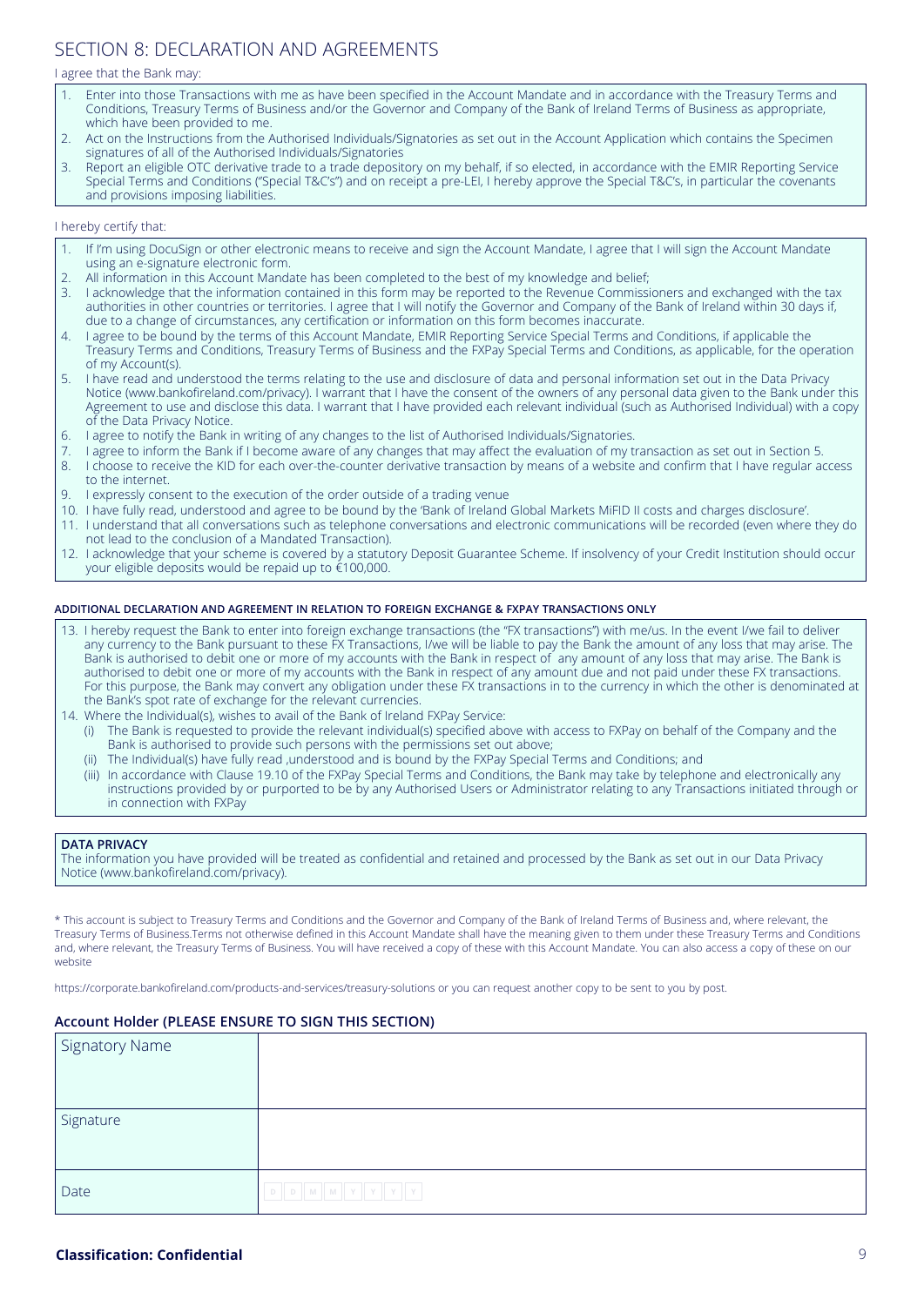# SECTION 8: DECLARATION AND AGREEMENTS

I agree that the Bank may:

1. Enter into those Transactions with me as have been specified in the Account Mandate and in accordance with the Treasury Terms and Conditions, Treasury Terms of Business and/or the Governor and Company of the Bank of Ireland Terms of Business as appropriate, which have been provided to me.
2. Act on the Instructions from the Authorised Individuals/Signatories as set out in the Account Application which contains the Specimen signatures of all of the Authorised Individuals/Signatories
3. Report an eligible OTC derivative trade to a trade depository on my behalf, if so elected, in accordance with the EMIR Reporting Service Special Terms and Conditions ("Special T&C's") and on receipt a pre-LEI, I hereby approve the Special T&C's, in particular the covenants and provisions imposing liabilities.

I hereby certify that:

1. If I'm using DocuSign or other electronic means to receive and sign the Account Mandate, I agree that I will sign the Account Mandate using an e-signature electronic form.
2. All information in this Account Mandate has been completed to the best of my knowledge and belief;
3. I acknowledge that the information contained in this form may be reported to the Revenue Commissioners and exchanged with the tax authorities in other countries or territories. I agree that I will notify the Governor and Company of the Bank of Ireland within 30 days if, due to a change of circumstances, any certification or information on this form becomes inaccurate.
4. I agree to be bound by the terms of this Account Mandate, EMIR Reporting Service Special Terms and Conditions, if applicable the Treasury Terms and Conditions, Treasury Terms of Business and the FXPay Special Terms and Conditions, as applicable, for the operation of my Account(s).
5. I have read and understood the terms relating to the use and disclosure of data and personal information set out in the Data Privacy Notice (www.bankofireland.com/privacy). I warrant that I have the consent of the owners of any personal data given to the Bank under this Agreement to use and disclose this data. I warrant that I have provided each relevant individual (such as Authorised Individual) with a copy of the Data Privacy Notice.
6. I agree to notify the Bank in writing of any changes to the list of Authorised Individuals/Signatories.
7. I agree to inform the Bank if I become aware of any changes that may affect the evaluation of my transaction as set out in Section 5.
8. I choose to receive the KID for each over-the-counter derivative transaction by means of a website and confirm that I have regular access to the internet.
9. I expressly consent to the execution of the order outside of a trading venue
10. I have fully read, understood and agree to be bound by the 'Bank of Ireland Global Markets MiFID II costs and charges disclosure'.
11. I understand that all conversations such as telephone conversations and electronic communications will be recorded (even where they do not lead to the conclusion of a Mandated Transaction).
12. I acknowledge that your scheme is covered by a statutory Deposit Guarantee Scheme. If insolvency of your Credit Institution should occur your eligible deposits would be repaid up to €100,000.

**ADDITIONAL DECLARATION AND AGREEMENT IN RELATION TO FOREIGN EXCHANGE & FXPAY TRANSACTIONS ONLY**

13. I hereby request the Bank to enter into foreign exchange transactions (the "FX transactions") with me/us. In the event I/we fail to deliver any currency to the Bank pursuant to these FX Transactions, I/we will be liable to pay the Bank the amount of any loss that may arise. The Bank is authorised to debit one or more of my accounts with the Bank in respect of any amount of any loss that may arise. The Bank is authorised to debit one or more of my accounts with the Bank in respect of any amount due and not paid under these FX transactions. For this purpose, the Bank may convert any obligation under these FX transactions in to the currency in which the other is denominated at the Bank's spot rate of exchange for the relevant currencies.
14. Where the Individual(s), wishes to avail of the Bank of Ireland FXPay Service:
    - (i) The Bank is requested to provide the relevant individual(s) specified above with access to FXPay on behalf of the Company and the Bank is authorised to provide such persons with the permissions set out above;
    - (ii) The Individual(s) have fully read ,understood and is bound by the FXPay Special Terms and Conditions; and
    - (iii) In accordance with Clause 19.10 of the FXPay Special Terms and Conditions, the Bank may take by telephone and electronically any instructions provided by or purported to be by any Authorised Users or Administrator relating to any Transactions initiated through or in connection with FXPay

**DATA PRIVACY**

The information you have provided will be treated as confidential and retained and processed by the Bank as set out in our Data Privacy Notice (www.bankofireland.com/privacy).

* This account is subject to Treasury Terms and Conditions and the Governor and Company of the Bank of Ireland Terms of Business and, where relevant, the Treasury Terms of Business.Terms not otherwise defined in this Account Mandate shall have the meaning given to them under these Treasury Terms and Conditions and, where relevant, the Treasury Terms of Business. You will have received a copy of these with this Account Mandate. You can also access a copy of these on our website

https://corporate.bankofireland.com/products-and-services/treasury-solutions or you can request another copy to be sent to you by post.

### Account Holder (PLEASE ENSURE TO SIGN THIS SECTION)

| Signatory Name | |
|---|---|
| Signature | |
| Date | D D M M Y Y Y Y |

**Classification: Confidential**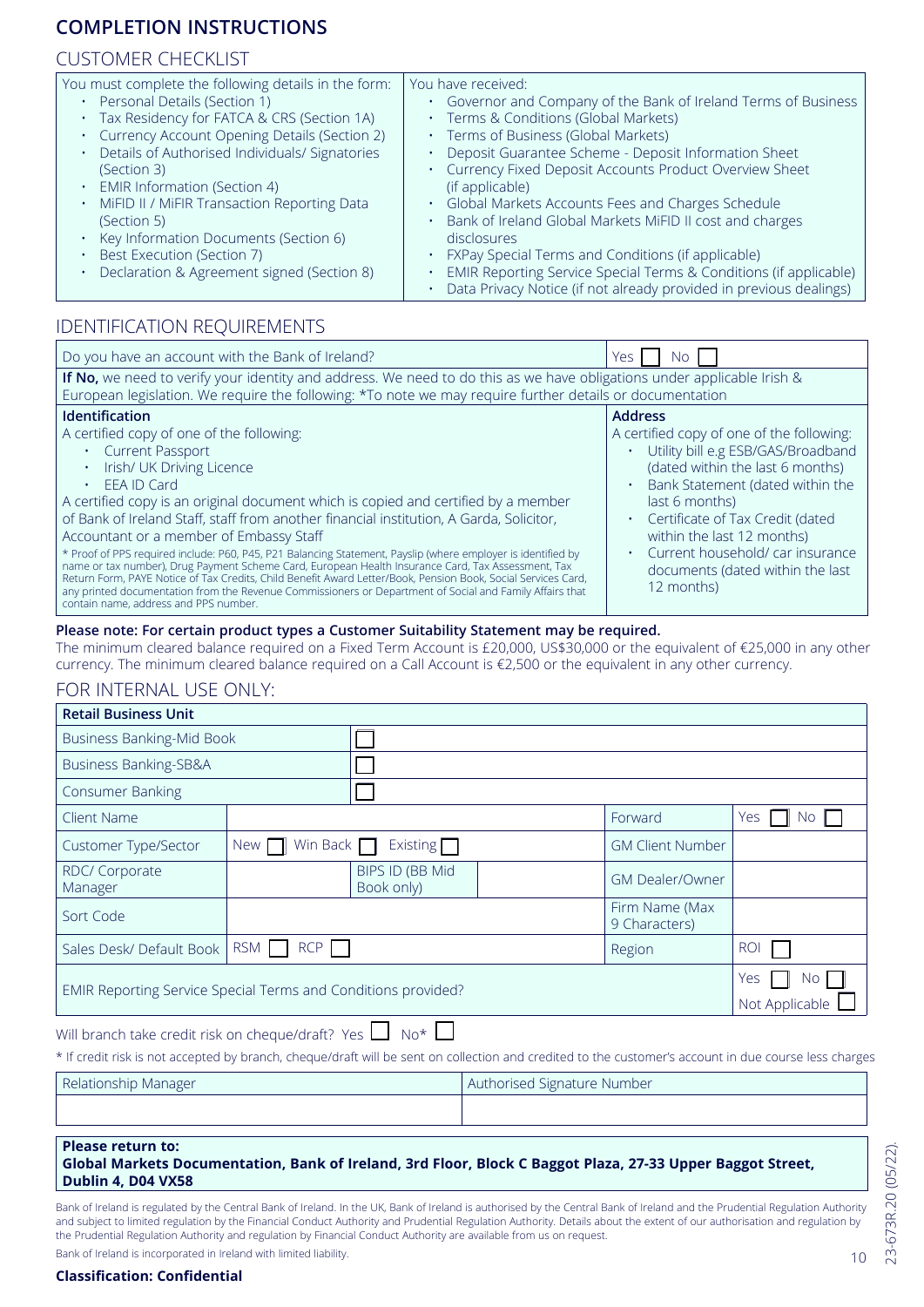# COMPLETION INSTRUCTIONS

## CUSTOMER CHECKLIST

| You must complete the following details in the form: | You have received: |
| --- | --- |
| • Personal Details (Section 1)<br>• Tax Residency for FATCA & CRS (Section 1A)<br>• Currency Account Opening Details (Section 2)<br>• Details of Authorised Individuals/ Signatories (Section 3)<br>• EMIR Information (Section 4)<br>• MiFID II / MiFIR Transaction Reporting Data (Section 5)<br>• Key Information Documents (Section 6)<br>• Best Execution (Section 7)<br>• Declaration & Agreement signed (Section 8) | • Governor and Company of the Bank of Ireland Terms of Business<br>• Terms & Conditions (Global Markets)<br>• Terms of Business (Global Markets)<br>• Deposit Guarantee Scheme - Deposit Information Sheet<br>• Currency Fixed Deposit Accounts Product Overview Sheet (if applicable)<br>• Global Markets Accounts Fees and Charges Schedule<br>• Bank of Ireland Global Markets MiFID II cost and charges disclosures<br>• FXPay Special Terms and Conditions (if applicable)<br>• EMIR Reporting Service Special Terms & Conditions (if applicable)<br>• Data Privacy Notice (if not already provided in previous dealings) |

## IDENTIFICATION REQUIREMENTS

| | |
| --- | --- |
| Do you have an account with the Bank of Ireland? | Yes ☐ No ☐ |
| **If No,** we need to verify your identity and address. We need to do this as we have obligations under applicable Irish & European legislation. We require the following: *To note we may require further details or documentation | |
| **Identification**<br>A certified copy of one of the following:<br>• Current Passport<br>• Irish/ UK Driving Licence<br>• EEA ID Card<br>A certified copy is an original document which is copied and certified by a member of Bank of Ireland Staff, staff from another financial institution, A Garda, Solicitor, Accountant or a member of Embassy Staff<br>* Proof of PPS required include: P60, P45, P21 Balancing Statement, Payslip (where employer is identified by name or tax number), Drug Payment Scheme Card, European Health Insurance Card, Tax Assessment, Tax Return Form, PAYE Notice of Tax Credits, Child Benefit Award Letter/Book, Pension Book, Social Services Card, any printed documentation from the Revenue Commissioners or Department of Social and Family Affairs that contain name, address and PPS number. | **Address**<br>A certified copy of one of the following:<br>• Utility bill e.g ESB/GAS/Broadband (dated within the last 6 months)<br>• Bank Statement (dated within the last 6 months)<br>• Certificate of Tax Credit (dated within the last 12 months)<br>• Current household/ car insurance documents (dated within the last 12 months) |

**Please note: For certain product types a Customer Suitability Statement may be required.**

The minimum cleared balance required on a Fixed Term Account is £20,000, US$30,000 or the equivalent of €25,000 in any other currency. The minimum cleared balance required on a Call Account is €2,500 or the equivalent in any other currency.

## FOR INTERNAL USE ONLY:

| | | | | | |
| --- | --- | --- | --- | --- | --- |
| **Retail Business Unit** | | | | | |
| Business Banking-Mid Book | ☐ | | | | |
| Business Banking-SB&A | ☐ | | | | |
| Consumer Banking | ☐ | | | | |
| Client Name | | | | Forward | Yes ☐ No ☐ |
| Customer Type/Sector | New ☐ Win Back ☐ Existing ☐ | | | GM Client Number | |
| RDC/ Corporate Manager | | BIPS ID (BB Mid Book only) | | GM Dealer/Owner | |
| Sort Code | | | | Firm Name (Max 9 Characters) | |
| Sales Desk/ Default Book | RSM ☐ RCP ☐ | | | Region | ROI ☐ |
| EMIR Reporting Service Special Terms and Conditions provided? | | | | | Yes ☐ No ☐<br>Not Applicable ☐ |

Will branch take credit risk on cheque/draft? Yes ☐ No* ☐

* If credit risk is not accepted by branch, cheque/draft will be sent on collection and credited to the customer's account in due course less charges

| Relationship Manager | Authorised Signature Number |
| --- | --- |
| | |

**Please return to:**
**Global Markets Documentation, Bank of Ireland, 3rd Floor, Block C Baggot Plaza, 27-33 Upper Baggot Street, Dublin 4, D04 VX58**

Bank of Ireland is regulated by the Central Bank of Ireland. In the UK, Bank of Ireland is authorised by the Central Bank of Ireland and the Prudential Regulation Authority and subject to limited regulation by the Financial Conduct Authority and Prudential Regulation Authority. Details about the extent of our authorisation and regulation by the Prudential Regulation Authority and regulation by Financial Conduct Authority are available from us on request.

Bank of Ireland is incorporated in Ireland with limited liability.

23-673R.20 (05/22).

**Classification: Confidential**